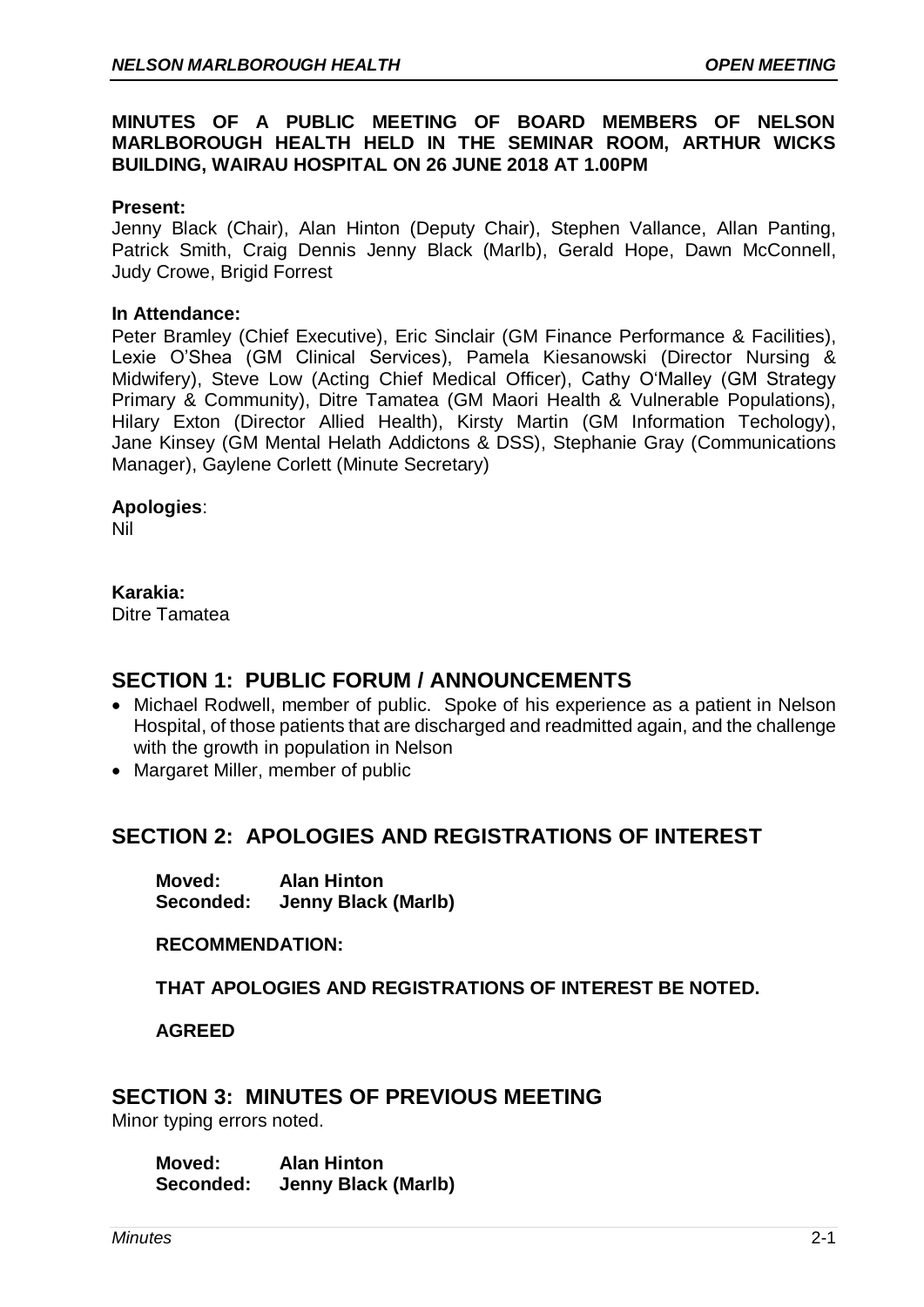**MINUTES OF A PUBLIC MEETING OF BOARD MEMBERS OF NELSON MARLBOROUGH HEALTH HELD IN THE SEMINAR ROOM, ARTHUR WICKS BUILDING, WAIRAU HOSPITAL ON 26 JUNE 2018 AT 1.00PM**

**Present:**
Jenny Black (Chair), Alan Hinton (Deputy Chair), Stephen Vallance, Allan Panting, Patrick Smith, Craig Dennis Jenny Black (Marlb), Gerald Hope, Dawn McConnell, Judy Crowe, Brigid Forrest

**In Attendance:**
Peter Bramley (Chief Executive), Eric Sinclair (GM Finance Performance & Facilities), Lexie O'Shea (GM Clinical Services), Pamela Kiesanowski (Director Nursing & Midwifery), Steve Low (Acting Chief Medical Officer), Cathy O'Malley (GM Strategy Primary & Community), Ditre Tamatea (GM Maori Health & Vulnerable Populations), Hilary Exton (Director Allied Health), Kirsty Martin (GM Information Techology), Jane Kinsey (GM Mental Helath Addictons & DSS), Stephanie Gray (Communications Manager), Gaylene Corlett (Minute Secretary)

**Apologies**:
Nil

**Karakia:**
Ditre Tamatea

## SECTION 1: PUBLIC FORUM / ANNOUNCEMENTS

- Michael Rodwell, member of public. Spoke of his experience as a patient in Nelson Hospital, of those patients that are discharged and readmitted again, and the challenge with the growth in population in Nelson
- Margaret Miller, member of public

## SECTION 2: APOLOGIES AND REGISTRATIONS OF INTEREST

**Moved: Alan Hinton**
**Seconded: Jenny Black (Marlb)**

**RECOMMENDATION:**

**THAT APOLOGIES AND REGISTRATIONS OF INTEREST BE NOTED.**

**AGREED**

## SECTION 3: MINUTES OF PREVIOUS MEETING

Minor typing errors noted.

**Moved: Alan Hinton**
**Seconded: Jenny Black (Marlb)**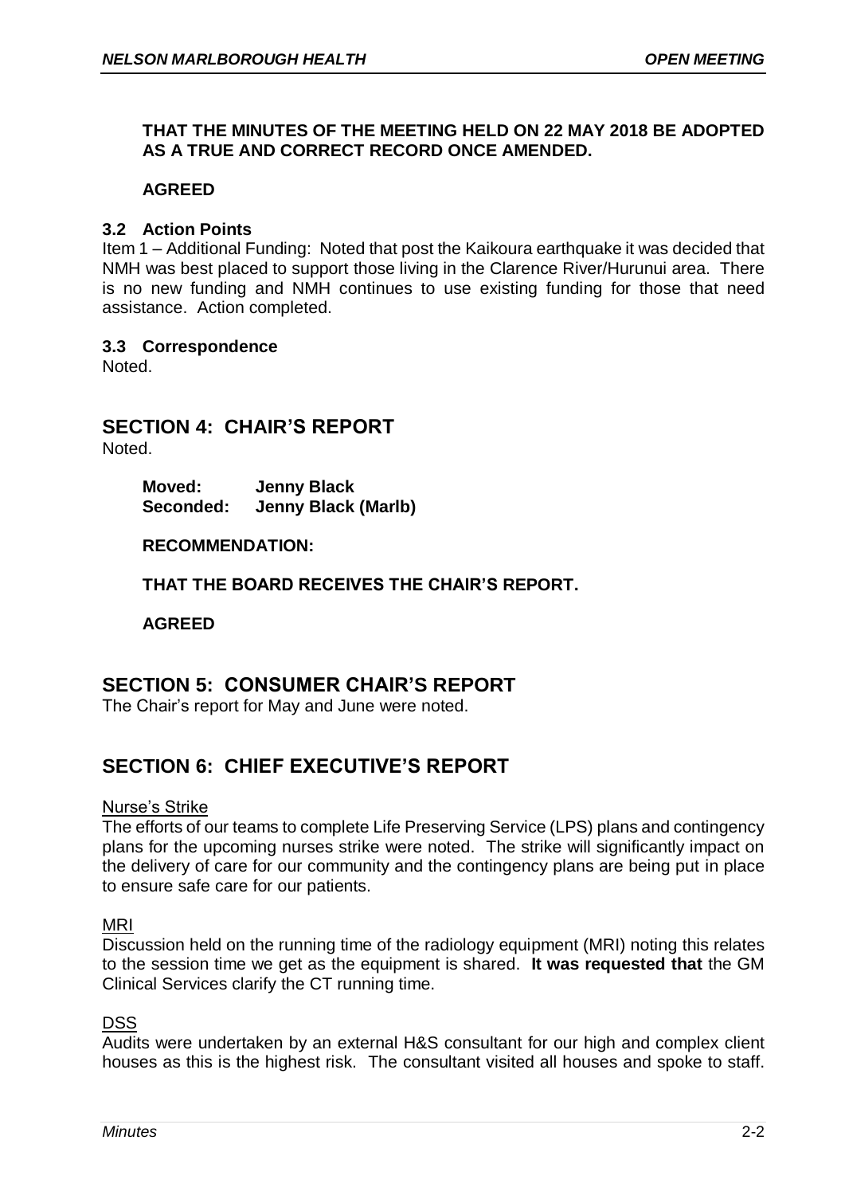**THAT THE MINUTES OF THE MEETING HELD ON 22 MAY 2018 BE ADOPTED AS A TRUE AND CORRECT RECORD ONCE AMENDED.**

**AGREED**

### 3.2 Action Points

Item 1 – Additional Funding: Noted that post the Kaikoura earthquake it was decided that NMH was best placed to support those living in the Clarence River/Hurunui area. There is no new funding and NMH continues to use existing funding for those that need assistance. Action completed.

### 3.3 Correspondence

Noted.

## SECTION 4: CHAIR'S REPORT

Noted.

**Moved: Jenny Black**
**Seconded: Jenny Black (Marlb)**

**RECOMMENDATION:**

**THAT THE BOARD RECEIVES THE CHAIR'S REPORT.**

**AGREED**

## SECTION 5: CONSUMER CHAIR'S REPORT

The Chair's report for May and June were noted.

## SECTION 6: CHIEF EXECUTIVE'S REPORT

Nurse's Strike

The efforts of our teams to complete Life Preserving Service (LPS) plans and contingency plans for the upcoming nurses strike were noted. The strike will significantly impact on the delivery of care for our community and the contingency plans are being put in place to ensure safe care for our patients.

MRI

Discussion held on the running time of the radiology equipment (MRI) noting this relates to the session time we get as the equipment is shared. **It was requested that** the GM Clinical Services clarify the CT running time.

DSS

Audits were undertaken by an external H&S consultant for our high and complex client houses as this is the highest risk. The consultant visited all houses and spoke to staff.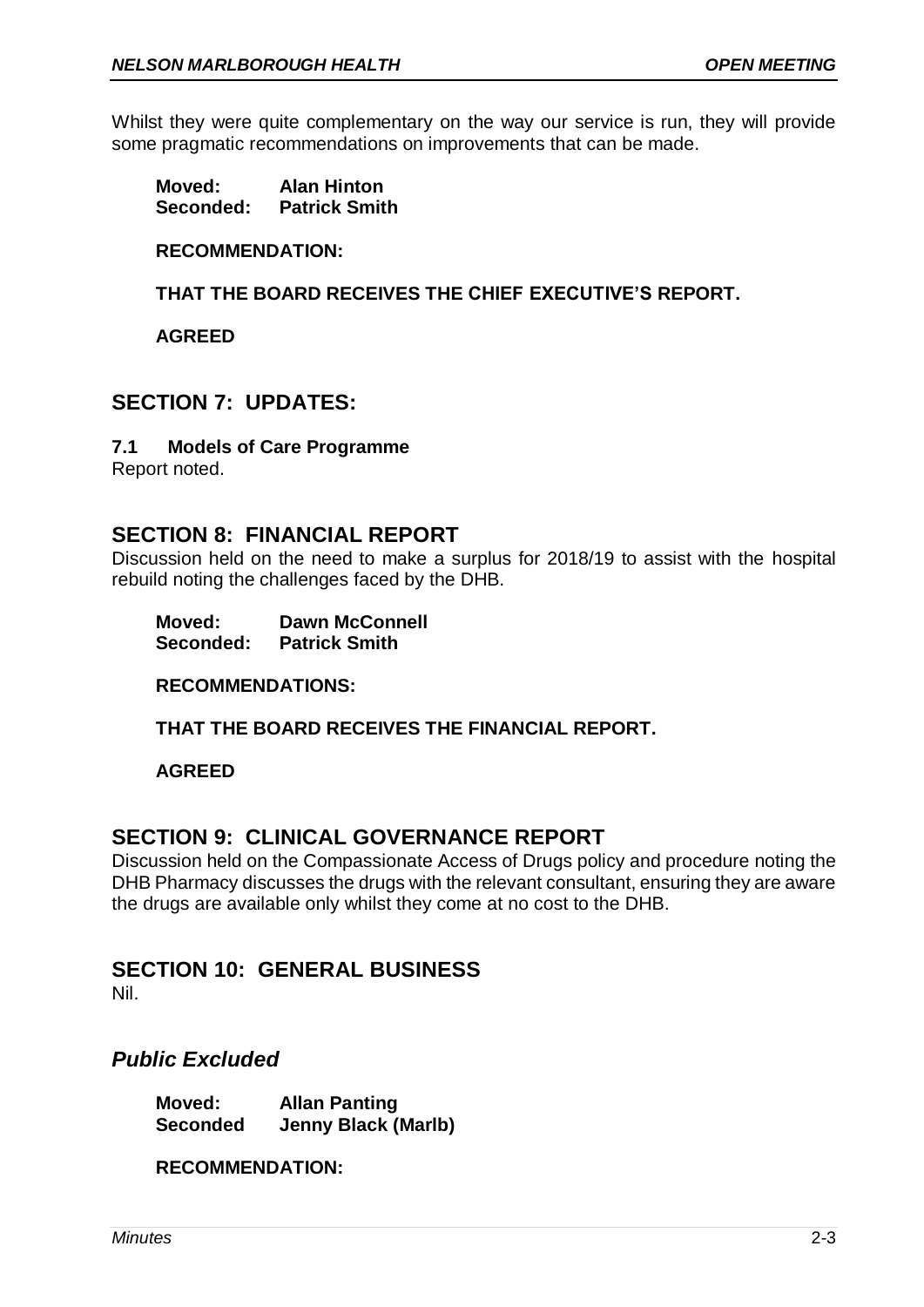Whilst they were quite complementary on the way our service is run, they will provide some pragmatic recommendations on improvements that can be made.

**Moved: Alan Hinton**
**Seconded: Patrick Smith**

**RECOMMENDATION:**

**THAT THE BOARD RECEIVES THE CHIEF EXECUTIVE'S REPORT.**

**AGREED**

## SECTION 7: UPDATES:

### 7.1 Models of Care Programme

Report noted.

## SECTION 8: FINANCIAL REPORT

Discussion held on the need to make a surplus for 2018/19 to assist with the hospital rebuild noting the challenges faced by the DHB.

**Moved: Dawn McConnell**
**Seconded: Patrick Smith**

**RECOMMENDATIONS:**

**THAT THE BOARD RECEIVES THE FINANCIAL REPORT.**

**AGREED**

## SECTION 9: CLINICAL GOVERNANCE REPORT

Discussion held on the Compassionate Access of Drugs policy and procedure noting the DHB Pharmacy discusses the drugs with the relevant consultant, ensuring they are aware the drugs are available only whilst they come at no cost to the DHB.

## SECTION 10: GENERAL BUSINESS

Nil.

## *Public Excluded*

**Moved: Allan Panting**
**Seconded Jenny Black (Marlb)**

**RECOMMENDATION:**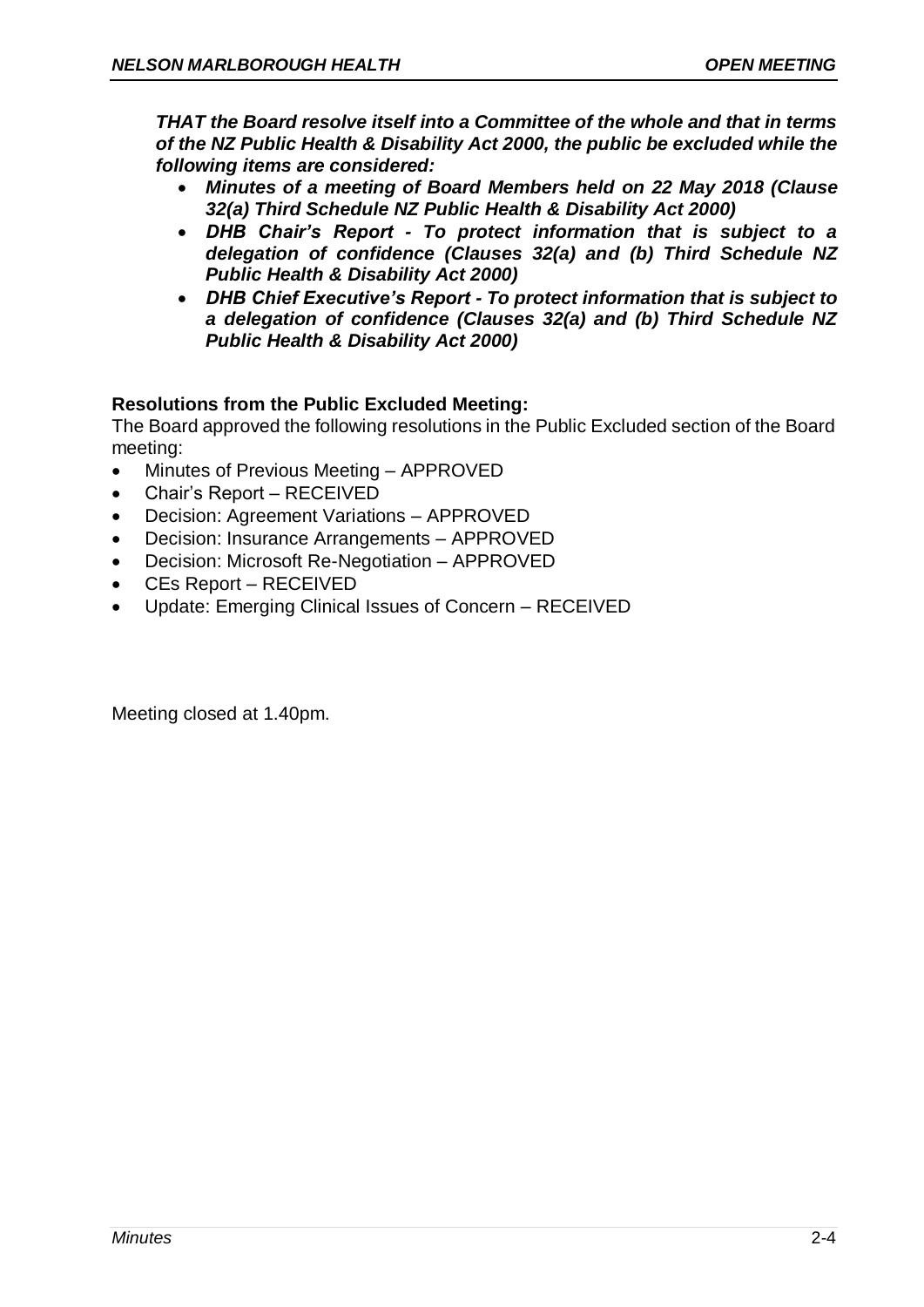***THAT the Board resolve itself into a Committee of the whole and that in terms of the NZ Public Health & Disability Act 2000, the public be excluded while the following items are considered:***

- ***Minutes of a meeting of Board Members held on 22 May 2018 (Clause 32(a) Third Schedule NZ Public Health & Disability Act 2000)***
- ***DHB Chair's Report - To protect information that is subject to a delegation of confidence (Clauses 32(a) and (b) Third Schedule NZ Public Health & Disability Act 2000)***
- ***DHB Chief Executive's Report - To protect information that is subject to a delegation of confidence (Clauses 32(a) and (b) Third Schedule NZ Public Health & Disability Act 2000)***

**Resolutions from the Public Excluded Meeting:**

The Board approved the following resolutions in the Public Excluded section of the Board meeting:

- Minutes of Previous Meeting – APPROVED
- Chair's Report – RECEIVED
- Decision: Agreement Variations – APPROVED
- Decision: Insurance Arrangements – APPROVED
- Decision: Microsoft Re-Negotiation – APPROVED
- CEs Report – RECEIVED
- Update: Emerging Clinical Issues of Concern – RECEIVED

Meeting closed at 1.40pm.